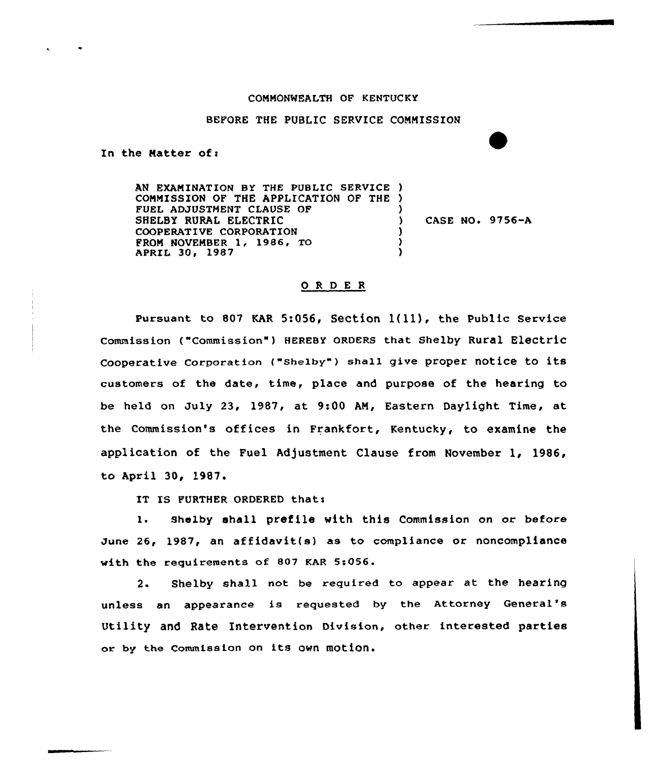COMMONWEALTH OF KENTUCKY

BEFORE THE PUBLIC SERVICE COMMISSION

In the Matter of:

AN EXAMINATION BY THE PUBLIC SERVICE COMMISSION OF THE APPLICATION OF THE FUEL ADJUSTMENT CLAUSE OF SHELBY RURAL ELECTRIC COOPERATIVE CORPORATION FROM NOVEMBER 1, 1986, TO APRIL 30, 1987 ) CASE NO. 9756-A

## O R D E R

Pursuant to 807 KAR 5:056, Section 1(11), the Public Service Commission ("Commission") HEREBY ORDERS that Shelby Rural Electric Cooperative Corporation ("Shelby") shall give proper notice to its customers of the date, time, place and purpose of the hearing to be held on July 23, 1987, at 9:00 AM, Eastern Daylight Time, at the Commission's offices in Frankfort, Kentucky, to examine the application of the Fuel Adjustment Clause from November 1, 1986, to April 30, 1987.

IT IS FURTHER ORDERED that:

1. Shelby shall prefile with this Commission on or before June 26, 1987, an affidavit(s) as to compliance or noncompliance with the requirements of 807 KAR 5:056.

2. Shelby shall not be required to appear at the hearing unless an appearance is requested by the Attorney General's Utility and Rate Intervention Division, other interested parties or by the Commission on its own motion.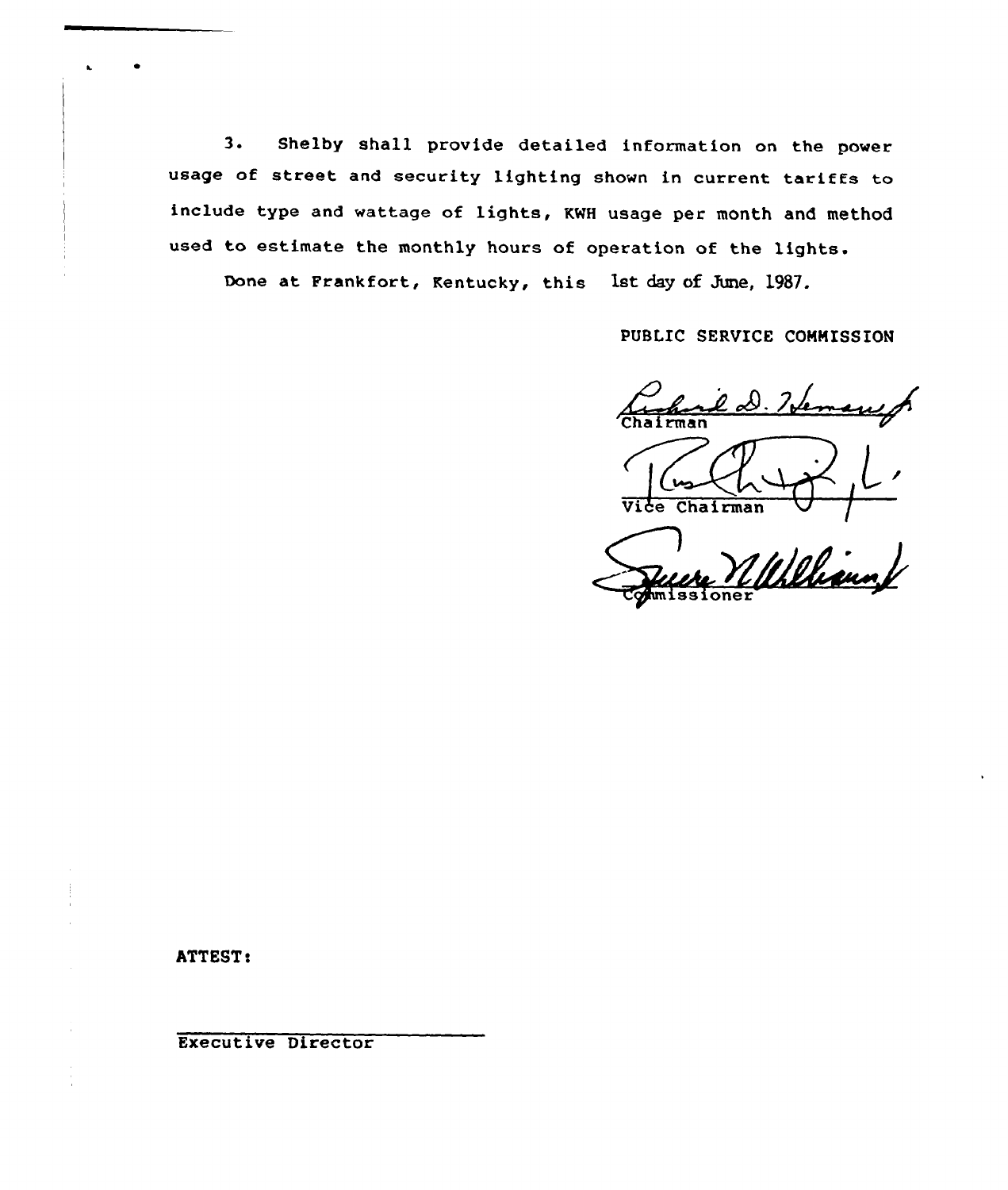3. Shelby shall provide detailed information on the power usage of street and security lighting shown in current tariffs to include type and wattage of lights, KWH usage per month and method used to estimate the monthly hours of operation of the lights.

Done at Frankfort, Kentucky, this 1st day of June, 1987.

PUBLIC SERVICE COMMISSION

Chairman

Vice Chairman

Commissioner

ATTEST:

Executive Director